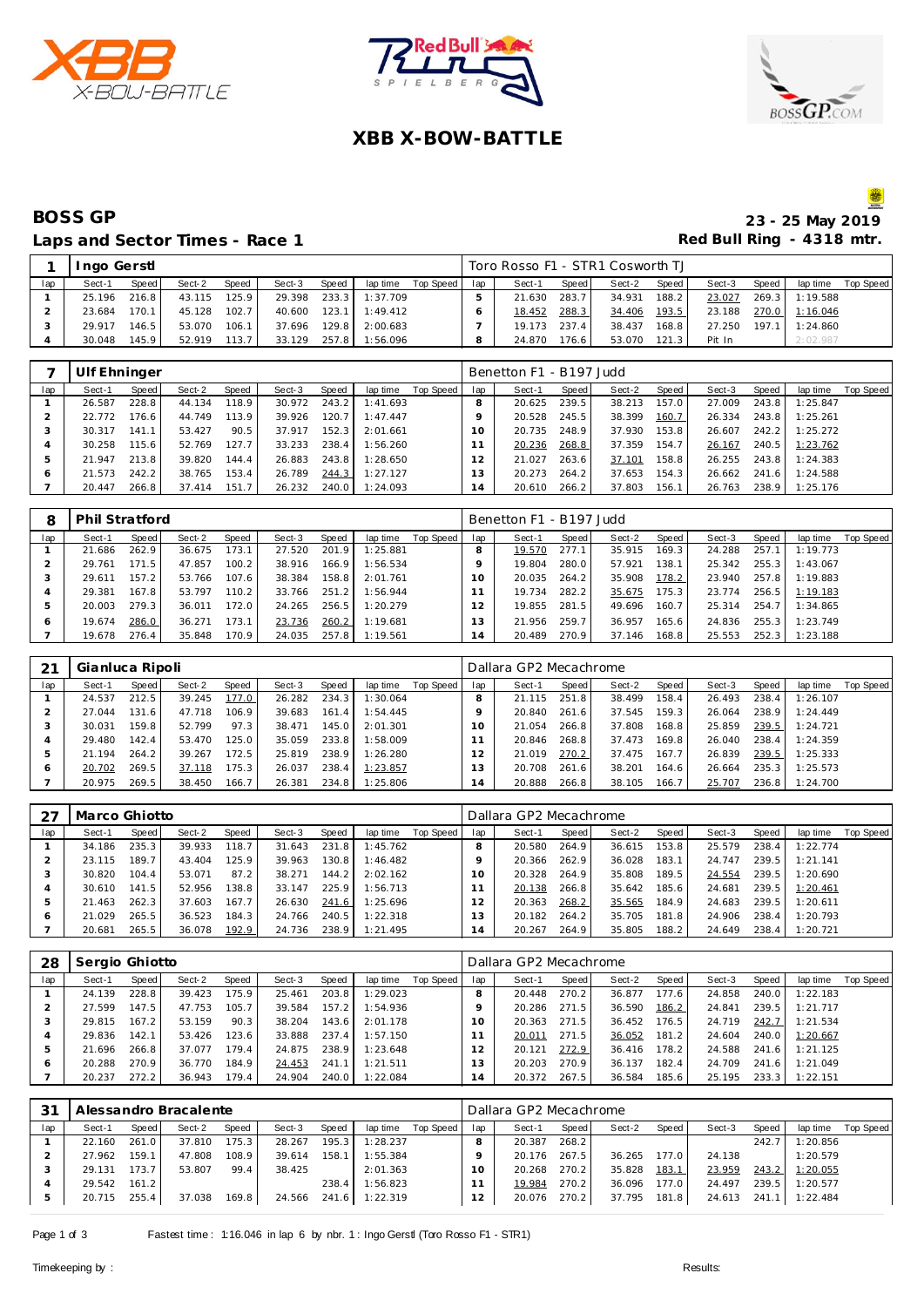# XBB X-BOW-BATTLE

## BOSS GP

**23 - 25 May 2019**

### Laps and Sector Times - Race 1

**Red Bull Ring - 4318 mtr.**

| 1 | Ingo Gerstl | | | | | | | | Toro Rosso F1 - STR1 Cosworth TJ | | | | | | | | |
|---|---|---|---|---|---|---|---|---|---|---|---|---|---|---|---|---|---|
| lap | Sect-1 | Speed | Sect-2 | Speed | Sect-3 | Speed | lap time | Top Speed | lap | Sect-1 | Speed | Sect-2 | Speed | Sect-3 | Speed | lap time | Top Speed |
| 1 | 25.196 | 216.8 | 43.115 | 125.9 | 29.398 | 233.3 | 1:37.709 | | 5 | 21.630 | 283.7 | 34.931 | 188.2 | 23.027 | 269.3 | 1:19.588 | |
| 2 | 23.684 | 170.1 | 45.128 | 102.7 | 40.600 | 123.1 | 1:49.412 | | 6 | 18.452 | 288.3 | 34.406 | 193.5 | 23.188 | 270.0 | 1:16.046 | |
| 3 | 29.917 | 146.5 | 53.070 | 106.1 | 37.696 | 129.8 | 2:00.683 | | 7 | 19.173 | 237.4 | 38.437 | 168.8 | 27.250 | 197.1 | 1:24.860 | |
| 4 | 30.048 | 145.9 | 52.919 | 113.7 | 33.129 | 257.8 | 1:56.096 | | 8 | 24.870 | 176.6 | 53.070 | 121.3 | Pit In | | 2:02.987 | |

| 7 | Ulf Ehninger | | | | | | | | Benetton F1 - B197 Judd | | | | | | | | |
|---|---|---|---|---|---|---|---|---|---|---|---|---|---|---|---|---|---|
| lap | Sect-1 | Speed | Sect-2 | Speed | Sect-3 | Speed | lap time | Top Speed | lap | Sect-1 | Speed | Sect-2 | Speed | Sect-3 | Speed | lap time | Top Speed |
| 1 | 26.587 | 228.8 | 44.134 | 118.9 | 30.972 | 243.2 | 1:41.693 | | 8 | 20.625 | 239.5 | 38.213 | 157.0 | 27.009 | 243.8 | 1:25.847 | |
| 2 | 22.772 | 176.6 | 44.749 | 113.9 | 39.926 | 120.7 | 1:47.447 | | 9 | 20.528 | 245.5 | 38.399 | 160.7 | 26.334 | 243.8 | 1:25.261 | |
| 3 | 30.317 | 141.1 | 53.427 | 90.5 | 37.917 | 152.3 | 2:01.661 | | 10 | 20.735 | 248.9 | 37.930 | 153.8 | 26.607 | 242.2 | 1:25.272 | |
| 4 | 30.258 | 115.6 | 52.769 | 127.7 | 33.233 | 238.4 | 1:56.260 | | 11 | 20.236 | 268.8 | 37.359 | 154.7 | 26.167 | 240.5 | 1:23.762 | |
| 5 | 21.947 | 213.8 | 39.820 | 144.4 | 26.883 | 243.8 | 1:28.650 | | 12 | 21.027 | 263.6 | 37.101 | 158.8 | 26.255 | 243.8 | 1:24.383 | |
| 6 | 21.573 | 242.2 | 38.765 | 153.4 | 26.789 | 244.3 | 1:27.127 | | 13 | 20.273 | 264.2 | 37.653 | 154.3 | 26.662 | 241.6 | 1:24.588 | |
| 7 | 20.447 | 266.8 | 37.414 | 151.7 | 26.232 | 240.0 | 1:24.093 | | 14 | 20.610 | 266.2 | 37.803 | 156.1 | 26.763 | 238.9 | 1:25.176 | |

| 8 | Phil Stratford | | | | | | | | Benetton F1 - B197 Judd | | | | | | | | |
|---|---|---|---|---|---|---|---|---|---|---|---|---|---|---|---|---|---|
| lap | Sect-1 | Speed | Sect-2 | Speed | Sect-3 | Speed | lap time | Top Speed | lap | Sect-1 | Speed | Sect-2 | Speed | Sect-3 | Speed | lap time | Top Speed |
| 1 | 21.686 | 262.9 | 36.675 | 173.1 | 27.520 | 201.9 | 1:25.881 | | 8 | 19.570 | 277.1 | 35.915 | 169.3 | 24.288 | 257.1 | 1:19.773 | |
| 2 | 29.761 | 171.5 | 47.857 | 100.2 | 38.916 | 166.9 | 1:56.534 | | 9 | 19.804 | 280.0 | 57.921 | 138.1 | 25.342 | 255.3 | 1:43.067 | |
| 3 | 29.611 | 157.2 | 53.766 | 107.6 | 38.384 | 158.8 | 2:01.761 | | 10 | 20.035 | 264.2 | 35.908 | 178.2 | 23.940 | 257.8 | 1:19.883 | |
| 4 | 29.381 | 167.8 | 53.797 | 110.2 | 33.766 | 251.2 | 1:56.944 | | 11 | 19.734 | 282.2 | 35.675 | 175.3 | 23.774 | 256.5 | 1:19.183 | |
| 5 | 20.003 | 279.3 | 36.011 | 172.0 | 24.265 | 256.5 | 1:20.279 | | 12 | 19.855 | 281.5 | 49.696 | 160.7 | 25.314 | 254.7 | 1:34.865 | |
| 6 | 19.674 | 286.0 | 36.271 | 173.1 | 23.736 | 260.2 | 1:19.681 | | 13 | 21.956 | 259.7 | 36.957 | 165.6 | 24.836 | 255.3 | 1:23.749 | |
| 7 | 19.678 | 276.4 | 35.848 | 170.9 | 24.035 | 257.8 | 1:19.561 | | 14 | 20.489 | 270.9 | 37.146 | 168.8 | 25.553 | 252.3 | 1:23.188 | |

| 21 | Gianluca Ripoli | | | | | | | | Dallara GP2 Mecachrome | | | | | | | | |
|---|---|---|---|---|---|---|---|---|---|---|---|---|---|---|---|---|---|
| lap | Sect-1 | Speed | Sect-2 | Speed | Sect-3 | Speed | lap time | Top Speed | lap | Sect-1 | Speed | Sect-2 | Speed | Sect-3 | Speed | lap time | Top Speed |
| 1 | 24.537 | 212.5 | 39.245 | 177.0 | 26.282 | 234.3 | 1:30.064 | | 8 | 21.115 | 251.8 | 38.499 | 158.4 | 26.493 | 238.4 | 1:26.107 | |
| 2 | 27.044 | 131.6 | 47.718 | 106.9 | 39.683 | 161.4 | 1:54.445 | | 9 | 20.840 | 261.6 | 37.545 | 159.3 | 26.064 | 238.9 | 1:24.449 | |
| 3 | 30.031 | 159.8 | 52.799 | 97.3 | 38.471 | 145.0 | 2:01.301 | | 10 | 21.054 | 266.8 | 37.808 | 168.8 | 25.859 | 239.5 | 1:24.721 | |
| 4 | 29.480 | 142.4 | 53.470 | 125.0 | 35.059 | 233.8 | 1:58.009 | | 11 | 20.846 | 268.8 | 37.473 | 169.8 | 26.040 | 238.4 | 1:24.359 | |
| 5 | 21.194 | 264.2 | 39.267 | 172.5 | 25.819 | 238.9 | 1:26.280 | | 12 | 21.019 | 270.2 | 37.475 | 167.7 | 26.839 | 239.5 | 1:25.333 | |
| 6 | 20.702 | 269.5 | 37.118 | 175.3 | 26.037 | 238.4 | 1:23.857 | | 13 | 20.708 | 261.6 | 38.201 | 164.6 | 26.664 | 235.3 | 1:25.573 | |
| 7 | 20.975 | 269.5 | 38.450 | 166.7 | 26.381 | 234.8 | 1:25.806 | | 14 | 20.888 | 266.8 | 38.105 | 166.7 | 25.707 | 236.8 | 1:24.700 | |

| 27 | Marco Ghiotto | | | | | | | | Dallara GP2 Mecachrome | | | | | | | | |
|---|---|---|---|---|---|---|---|---|---|---|---|---|---|---|---|---|---|
| lap | Sect-1 | Speed | Sect-2 | Speed | Sect-3 | Speed | lap time | Top Speed | lap | Sect-1 | Speed | Sect-2 | Speed | Sect-3 | Speed | lap time | Top Speed |
| 1 | 34.186 | 235.3 | 39.933 | 118.7 | 31.643 | 231.8 | 1:45.762 | | 8 | 20.580 | 264.9 | 36.615 | 153.8 | 25.579 | 238.4 | 1:22.774 | |
| 2 | 23.115 | 189.7 | 43.404 | 125.9 | 39.963 | 130.8 | 1:46.482 | | 9 | 20.366 | 262.9 | 36.028 | 183.1 | 24.747 | 239.5 | 1:21.141 | |
| 3 | 30.820 | 104.4 | 53.071 | 87.2 | 38.271 | 144.2 | 2:02.162 | | 10 | 20.328 | 264.9 | 35.808 | 189.5 | 24.554 | 239.5 | 1:20.690 | |
| 4 | 30.610 | 141.5 | 52.956 | 138.8 | 33.147 | 225.9 | 1:56.713 | | 11 | 20.138 | 266.8 | 35.642 | 185.6 | 24.681 | 239.5 | 1:20.461 | |
| 5 | 21.463 | 262.3 | 37.603 | 167.7 | 26.630 | 241.6 | 1:25.696 | | 12 | 20.363 | 268.2 | 35.565 | 184.9 | 24.683 | 239.5 | 1:20.611 | |
| 6 | 21.029 | 265.5 | 36.523 | 184.3 | 24.766 | 240.5 | 1:22.318 | | 13 | 20.182 | 264.2 | 35.705 | 181.8 | 24.906 | 238.4 | 1:20.793 | |
| 7 | 20.681 | 265.5 | 36.078 | 192.9 | 24.736 | 238.9 | 1:21.495 | | 14 | 20.267 | 264.9 | 35.805 | 188.2 | 24.649 | 238.4 | 1:20.721 | |

| 28 | Sergio Ghiotto | | | | | | | | Dallara GP2 Mecachrome | | | | | | | | |
|---|---|---|---|---|---|---|---|---|---|---|---|---|---|---|---|---|---|
| lap | Sect-1 | Speed | Sect-2 | Speed | Sect-3 | Speed | lap time | Top Speed | lap | Sect-1 | Speed | Sect-2 | Speed | Sect-3 | Speed | lap time | Top Speed |
| 1 | 24.139 | 228.8 | 39.423 | 175.9 | 25.461 | 203.8 | 1:29.023 | | 8 | 20.448 | 270.2 | 36.877 | 177.6 | 24.858 | 240.0 | 1:22.183 | |
| 2 | 27.599 | 147.5 | 47.753 | 105.7 | 39.584 | 157.2 | 1:54.936 | | 9 | 20.286 | 271.5 | 36.590 | 186.2 | 24.841 | 239.5 | 1:21.717 | |
| 3 | 29.815 | 167.2 | 53.159 | 90.3 | 38.204 | 143.6 | 2:01.178 | | 10 | 20.363 | 271.5 | 36.452 | 176.5 | 24.719 | 242.7 | 1:21.534 | |
| 4 | 29.836 | 142.1 | 53.426 | 123.6 | 33.888 | 237.4 | 1:57.150 | | 11 | 20.011 | 271.5 | 36.052 | 181.2 | 24.604 | 240.0 | 1:20.667 | |
| 5 | 21.696 | 266.8 | 37.077 | 179.4 | 24.875 | 238.9 | 1:23.648 | | 12 | 20.121 | 272.9 | 36.416 | 178.2 | 24.588 | 241.6 | 1:21.125 | |
| 6 | 20.288 | 270.9 | 36.770 | 184.9 | 24.453 | 241.1 | 1:21.511 | | 13 | 20.203 | 270.9 | 36.137 | 182.4 | 24.709 | 241.6 | 1:21.049 | |
| 7 | 20.237 | 272.2 | 36.943 | 179.4 | 24.904 | 240.0 | 1:22.084 | | 14 | 20.372 | 267.5 | 36.584 | 185.6 | 25.195 | 233.3 | 1:22.151 | |

| 31 | Alessandro Bracalente | | | | | | | | Dallara GP2 Mecachrome | | | | | | | | |
|---|---|---|---|---|---|---|---|---|---|---|---|---|---|---|---|---|---|
| lap | Sect-1 | Speed | Sect-2 | Speed | Sect-3 | Speed | lap time | Top Speed | lap | Sect-1 | Speed | Sect-2 | Speed | Sect-3 | Speed | lap time | Top Speed |
| 1 | 22.160 | 261.0 | 37.810 | 175.3 | 28.267 | 195.3 | 1:28.237 | | 8 | 20.387 | 268.2 | | | | 242.7 | 1:20.856 | |
| 2 | 27.962 | 159.1 | 47.808 | 108.9 | 39.614 | 158.1 | 1:55.384 | | 9 | 20.176 | 267.5 | 36.265 | 177.0 | 24.138 | | 1:20.579 | |
| 3 | 29.131 | 173.7 | 53.807 | 99.4 | 38.425 | | 2:01.363 | | 10 | 20.268 | 270.2 | 35.828 | 183.1 | 23.959 | 243.2 | 1:20.055 | |
| 4 | 29.542 | 161.2 | | | | 238.4 | 1:56.823 | | 11 | 19.984 | 270.2 | 36.096 | 177.0 | 24.497 | 239.5 | 1:20.577 | |
| 5 | 20.715 | 255.4 | 37.038 | 169.8 | 24.566 | 241.6 | 1:22.319 | | 12 | 20.076 | 270.2 | 37.795 | 181.8 | 24.613 | 241.1 | 1:22.484 | |

Fastest time : 1:16.046 in lap 6 by nbr. 1 : Ingo Gerstl (Toro Rosso F1 - STR1)

Timekeeping by : Results: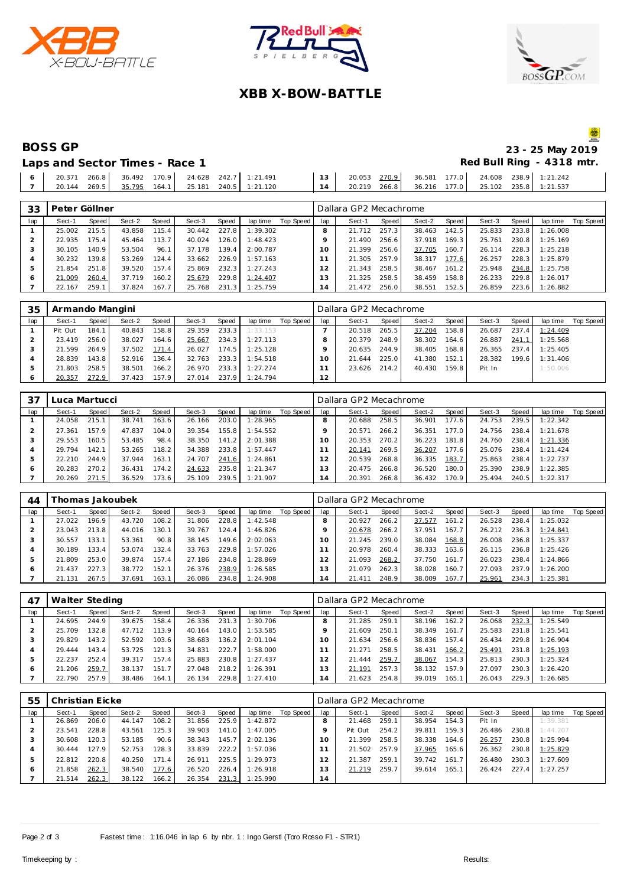# XBB X-BOW-BATTLE

## BOSS GP

**23 - 25 May 2019**

### Laps and Sector Times - Race 1

**Red Bull Ring - 4318 mtr.**

| lap | Sect-1 | Speed | Sect-2 | Speed | Sect-3 | Speed | lap time | Top Speed | lap | Sect-1 | Speed | Sect-2 | Speed | Sect-3 | Speed | lap time | Top Speed |
|---|---|---|---|---|---|---|---|---|---|---|---|---|---|---|---|---|---|
| 6 | 20.371 | 266.8 | 36.492 | 170.9 | 24.628 | 242.7 | 1:21.491 | | 13 | 20.053 | 270.9 | 36.581 | 177.0 | 24.608 | 238.9 | 1:21.242 | |
| 7 | 20.144 | 269.5 | 35.795 | 164.1 | 25.181 | 240.5 | 1:21.120 | | 14 | 20.219 | 266.8 | 36.216 | 177.0 | 25.102 | 235.8 | 1:21.537 | |

**33 Peter Göllner** — Dallara GP2 Mecachrome

| lap | Sect-1 | Speed | Sect-2 | Speed | Sect-3 | Speed | lap time | Top Speed | lap | Sect-1 | Speed | Sect-2 | Speed | Sect-3 | Speed | lap time | Top Speed |
|---|---|---|---|---|---|---|---|---|---|---|---|---|---|---|---|---|---|
| 1 | 25.002 | 215.5 | 43.858 | 115.4 | 30.442 | 227.8 | 1:39.302 | | 8 | 21.712 | 257.3 | 38.463 | 142.5 | 25.833 | 233.8 | 1:26.008 | |
| 2 | 22.935 | 175.4 | 45.464 | 113.7 | 40.024 | 126.0 | 1:48.423 | | 9 | 21.490 | 256.6 | 37.918 | 169.3 | 25.761 | 230.8 | 1:25.169 | |
| 3 | 30.105 | 140.9 | 53.504 | 96.1 | 37.178 | 139.4 | 2:00.787 | | 10 | 21.399 | 256.6 | 37.705 | 160.7 | 26.114 | 228.3 | 1:25.218 | |
| 4 | 30.232 | 139.8 | 53.269 | 124.4 | 33.662 | 226.9 | 1:57.163 | | 11 | 21.305 | 257.9 | 38.317 | 177.6 | 26.257 | 228.3 | 1:25.879 | |
| 5 | 21.854 | 251.8 | 39.520 | 157.4 | 25.869 | 232.3 | 1:27.243 | | 12 | 21.343 | 258.5 | 38.467 | 161.2 | 25.948 | 234.8 | 1:25.758 | |
| 6 | 21.009 | 260.4 | 37.719 | 160.2 | 25.679 | 229.8 | 1:24.407 | | 13 | 21.325 | 258.5 | 38.459 | 158.8 | 26.233 | 229.8 | 1:26.017 | |
| 7 | 22.167 | 259.1 | 37.824 | 167.7 | 25.768 | 231.3 | 1:25.759 | | 14 | 21.472 | 256.0 | 38.551 | 152.5 | 26.859 | 223.6 | 1:26.882 | |

**35 Armando Mangini** — Dallara GP2 Mecachrome

| lap | Sect-1 | Speed | Sect-2 | Speed | Sect-3 | Speed | lap time | Top Speed | lap | Sect-1 | Speed | Sect-2 | Speed | Sect-3 | Speed | lap time | Top Speed |
|---|---|---|---|---|---|---|---|---|---|---|---|---|---|---|---|---|---|
| 1 | Pit Out | 184.1 | 40.843 | 158.8 | 29.359 | 233.3 | 1:33.153 | | 7 | 20.518 | 265.5 | 37.204 | 158.8 | 26.687 | 237.4 | 1:24.409 | |
| 2 | 23.419 | 256.0 | 38.027 | 164.6 | 25.667 | 234.3 | 1:27.113 | | 8 | 20.379 | 248.9 | 38.302 | 164.6 | 26.887 | 241.1 | 1:25.568 | |
| 3 | 21.599 | 264.9 | 37.502 | 171.4 | 26.027 | 174.5 | 1:25.128 | | 9 | 20.635 | 244.9 | 38.405 | 168.8 | 26.365 | 237.4 | 1:25.405 | |
| 4 | 28.839 | 143.8 | 52.916 | 136.4 | 32.763 | 233.3 | 1:54.518 | | 10 | 21.644 | 225.0 | 41.380 | 152.1 | 28.382 | 199.6 | 1:31.406 | |
| 5 | 21.803 | 258.5 | 38.501 | 166.2 | 26.970 | 233.3 | 1:27.274 | | 11 | 23.626 | 214.2 | 40.430 | 159.8 | Pit In | | 1:50.006 | |
| 6 | 20.357 | 272.9 | 37.423 | 157.9 | 27.014 | 237.9 | 1:24.794 | | 12 | | | | | | | | |

**37 Luca Martucci** — Dallara GP2 Mecachrome

| lap | Sect-1 | Speed | Sect-2 | Speed | Sect-3 | Speed | lap time | Top Speed | lap | Sect-1 | Speed | Sect-2 | Speed | Sect-3 | Speed | lap time | Top Speed |
|---|---|---|---|---|---|---|---|---|---|---|---|---|---|---|---|---|---|
| 1 | 24.058 | 215.1 | 38.741 | 163.6 | 26.166 | 203.0 | 1:28.965 | | 8 | 20.688 | 258.5 | 36.901 | 177.6 | 24.753 | 239.5 | 1:22.342 | |
| 2 | 27.361 | 157.9 | 47.837 | 104.0 | 39.354 | 155.8 | 1:54.552 | | 9 | 20.571 | 266.2 | 36.351 | 177.0 | 24.756 | 238.4 | 1:21.678 | |
| 3 | 29.553 | 160.5 | 53.485 | 98.4 | 38.350 | 141.2 | 2:01.388 | | 10 | 20.353 | 270.2 | 36.223 | 181.8 | 24.760 | 238.4 | 1:21.336 | |
| 4 | 29.794 | 142.1 | 53.265 | 118.2 | 34.388 | 233.8 | 1:57.447 | | 11 | 20.141 | 269.5 | 36.207 | 177.6 | 25.076 | 238.4 | 1:21.424 | |
| 5 | 22.210 | 244.9 | 37.944 | 163.1 | 24.707 | 241.6 | 1:24.861 | | 12 | 20.539 | 268.8 | 36.335 | 183.7 | 25.863 | 238.4 | 1:22.737 | |
| 6 | 20.283 | 270.2 | 36.431 | 174.2 | 24.633 | 235.8 | 1:21.347 | | 13 | 20.475 | 266.8 | 36.520 | 180.0 | 25.390 | 238.9 | 1:22.385 | |
| 7 | 20.269 | 271.5 | 36.529 | 173.6 | 25.109 | 239.5 | 1:21.907 | | 14 | 20.391 | 266.8 | 36.432 | 170.9 | 25.494 | 240.5 | 1:22.317 | |

**44 Thomas Jakoubek** — Dallara GP2 Mecachrome

| lap | Sect-1 | Speed | Sect-2 | Speed | Sect-3 | Speed | lap time | Top Speed | lap | Sect-1 | Speed | Sect-2 | Speed | Sect-3 | Speed | lap time | Top Speed |
|---|---|---|---|---|---|---|---|---|---|---|---|---|---|---|---|---|---|
| 1 | 27.022 | 196.9 | 43.720 | 108.2 | 31.806 | 228.8 | 1:42.548 | | 8 | 20.927 | 266.2 | 37.577 | 161.2 | 26.528 | 238.4 | 1:25.032 | |
| 2 | 23.043 | 213.8 | 44.016 | 130.1 | 39.767 | 124.4 | 1:46.826 | | 9 | 20.678 | 266.2 | 37.951 | 167.7 | 26.212 | 236.3 | 1:24.841 | |
| 3 | 30.557 | 133.1 | 53.361 | 90.8 | 38.145 | 149.6 | 2:02.063 | | 10 | 21.245 | 239.0 | 38.084 | 168.8 | 26.008 | 236.8 | 1:25.337 | |
| 4 | 30.189 | 133.4 | 53.074 | 132.4 | 33.763 | 229.8 | 1:57.026 | | 11 | 20.978 | 260.4 | 38.333 | 163.6 | 26.115 | 236.8 | 1:25.426 | |
| 5 | 21.809 | 253.0 | 39.874 | 157.4 | 27.186 | 234.8 | 1:28.869 | | 12 | 21.093 | 268.2 | 37.750 | 161.7 | 26.023 | 238.4 | 1:24.866 | |
| 6 | 21.437 | 227.3 | 38.772 | 152.1 | 26.376 | 238.9 | 1:26.585 | | 13 | 21.079 | 262.3 | 38.028 | 160.7 | 27.093 | 237.9 | 1:26.200 | |
| 7 | 21.131 | 267.5 | 37.691 | 163.1 | 26.086 | 234.8 | 1:24.908 | | 14 | 21.411 | 248.9 | 38.009 | 167.7 | 25.961 | 234.3 | 1:25.381 | |

**47 Walter Steding** — Dallara GP2 Mecachrome

| lap | Sect-1 | Speed | Sect-2 | Speed | Sect-3 | Speed | lap time | Top Speed | lap | Sect-1 | Speed | Sect-2 | Speed | Sect-3 | Speed | lap time | Top Speed |
|---|---|---|---|---|---|---|---|---|---|---|---|---|---|---|---|---|---|
| 1 | 24.695 | 244.9 | 39.675 | 158.4 | 26.336 | 231.3 | 1:30.706 | | 8 | 21.285 | 259.1 | 38.196 | 162.2 | 26.068 | 232.3 | 1:25.549 | |
| 2 | 25.709 | 132.8 | 47.712 | 113.9 | 40.164 | 143.0 | 1:53.585 | | 9 | 21.609 | 250.1 | 38.349 | 161.7 | 25.583 | 231.8 | 1:25.541 | |
| 3 | 29.829 | 143.2 | 52.592 | 103.6 | 38.683 | 136.2 | 2:01.104 | | 10 | 21.634 | 256.6 | 38.836 | 157.4 | 26.434 | 229.8 | 1:26.904 | |
| 4 | 29.444 | 143.4 | 53.725 | 121.3 | 34.831 | 222.7 | 1:58.000 | | 11 | 21.271 | 258.5 | 38.431 | 166.2 | 25.491 | 231.8 | 1:25.193 | |
| 5 | 22.237 | 252.4 | 39.317 | 157.4 | 25.883 | 230.8 | 1:27.437 | | 12 | 21.444 | 259.7 | 38.067 | 154.3 | 25.813 | 230.3 | 1:25.324 | |
| 6 | 21.206 | 259.7 | 38.137 | 151.7 | 27.048 | 218.2 | 1:26.391 | | 13 | 21.191 | 257.3 | 38.132 | 157.9 | 27.097 | 230.3 | 1:26.420 | |
| 7 | 22.790 | 257.9 | 38.486 | 164.1 | 26.134 | 229.8 | 1:27.410 | | 14 | 21.623 | 254.8 | 39.019 | 165.1 | 26.043 | 229.3 | 1:26.685 | |

**55 Christian Eicke** — Dallara GP2 Mecachrome

| lap | Sect-1 | Speed | Sect-2 | Speed | Sect-3 | Speed | lap time | Top Speed | lap | Sect-1 | Speed | Sect-2 | Speed | Sect-3 | Speed | lap time | Top Speed |
|---|---|---|---|---|---|---|---|---|---|---|---|---|---|---|---|---|---|
| 1 | 26.869 | 206.0 | 44.147 | 108.2 | 31.856 | 225.9 | 1:42.872 | | 8 | 21.468 | 259.1 | 38.954 | 154.3 | Pit In | | 1:39.381 | |
| 2 | 23.541 | 228.8 | 43.561 | 125.3 | 39.903 | 141.0 | 1:47.005 | | 9 | Pit Out | 254.2 | 39.811 | 159.3 | 26.486 | 230.8 | 1:44.207 | |
| 3 | 30.608 | 120.3 | 53.185 | 90.6 | 38.343 | 145.7 | 2:02.136 | | 10 | 21.399 | 258.5 | 38.338 | 164.6 | 26.257 | 230.8 | 1:25.994 | |
| 4 | 30.444 | 127.9 | 52.753 | 128.3 | 33.839 | 222.2 | 1:57.036 | | 11 | 21.502 | 257.9 | 37.965 | 165.6 | 26.362 | 230.8 | 1:25.829 | |
| 5 | 22.812 | 220.8 | 40.250 | 171.4 | 26.911 | 225.5 | 1:29.973 | | 12 | 21.387 | 259.1 | 39.742 | 161.7 | 26.480 | 230.3 | 1:27.609 | |
| 6 | 21.858 | 262.3 | 38.540 | 177.6 | 26.520 | 226.4 | 1:26.918 | | 13 | 21.219 | 259.7 | 39.614 | 165.1 | 26.424 | 227.4 | 1:27.257 | |
| 7 | 21.514 | 262.3 | 38.122 | 166.2 | 26.354 | 231.3 | 1:25.990 | | 14 | | | | | | | | |

Fastest time : 1:16.046 in lap 6 by nbr. 1 : Ingo Gerstl (Toro Rosso F1 - STR1)

Timekeeping by : Results: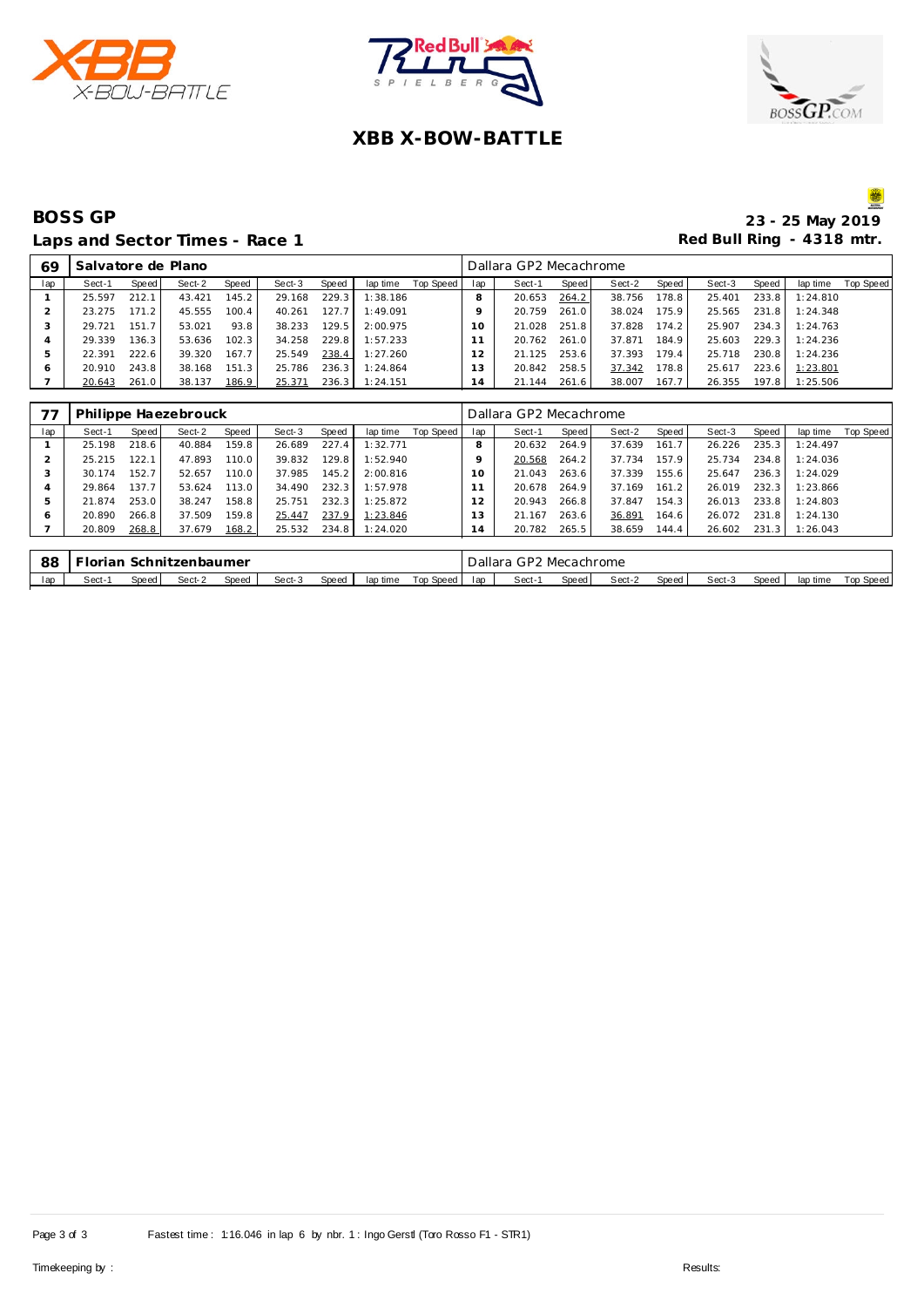## XBB X-BOW-BATTLE

## BOSS GP

**23 - 25 May 2019**

### Laps and Sector Times - Race 1

**Red Bull Ring - 4318 mtr.**

| 69 | Salvatore de Plano | | | | | | | | Dallara GP2 Mecachrome | | | | | | | | |
|---|---|---|---|---|---|---|---|---|---|---|---|---|---|---|---|---|---|
| lap | Sect-1 | Speed | Sect-2 | Speed | Sect-3 | Speed | lap time | Top Speed | lap | Sect-1 | Speed | Sect-2 | Speed | Sect-3 | Speed | lap time | Top Speed |
| 1 | 25.597 | 212.1 | 43.421 | 145.2 | 29.168 | 229.3 | 1:38.186 | | 8 | 20.653 | 264.2 | 38.756 | 178.8 | 25.401 | 233.8 | 1:24.810 | |
| 2 | 23.275 | 171.2 | 45.555 | 100.4 | 40.261 | 127.7 | 1:49.091 | | 9 | 20.759 | 261.0 | 38.024 | 175.9 | 25.565 | 231.8 | 1:24.348 | |
| 3 | 29.721 | 151.7 | 53.021 | 93.8 | 38.233 | 129.5 | 2:00.975 | | 10 | 21.028 | 251.8 | 37.828 | 174.2 | 25.907 | 234.3 | 1:24.763 | |
| 4 | 29.339 | 136.3 | 53.636 | 102.3 | 34.258 | 229.8 | 1:57.233 | | 11 | 20.762 | 261.0 | 37.871 | 184.9 | 25.603 | 229.3 | 1:24.236 | |
| 5 | 22.391 | 222.6 | 39.320 | 167.7 | 25.549 | 238.4 | 1:27.260 | | 12 | 21.125 | 253.6 | 37.393 | 179.4 | 25.718 | 230.8 | 1:24.236 | |
| 6 | 20.910 | 243.8 | 38.168 | 151.3 | 25.786 | 236.3 | 1:24.864 | | 13 | 20.842 | 258.5 | 37.342 | 178.8 | 25.617 | 223.6 | 1:23.801 | |
| 7 | 20.643 | 261.0 | 38.137 | 186.9 | 25.371 | 236.3 | 1:24.151 | | 14 | 21.144 | 261.6 | 38.007 | 167.7 | 26.355 | 197.8 | 1:25.506 | |

| 77 | Philippe Haezebrouck | | | | | | | | Dallara GP2 Mecachrome | | | | | | | | |
|---|---|---|---|---|---|---|---|---|---|---|---|---|---|---|---|---|---|
| lap | Sect-1 | Speed | Sect-2 | Speed | Sect-3 | Speed | lap time | Top Speed | lap | Sect-1 | Speed | Sect-2 | Speed | Sect-3 | Speed | lap time | Top Speed |
| 1 | 25.198 | 218.6 | 40.884 | 159.8 | 26.689 | 227.4 | 1:32.771 | | 8 | 20.632 | 264.9 | 37.639 | 161.7 | 26.226 | 235.3 | 1:24.497 | |
| 2 | 25.215 | 122.1 | 47.893 | 110.0 | 39.832 | 129.8 | 1:52.940 | | 9 | 20.568 | 264.2 | 37.734 | 157.9 | 25.734 | 234.8 | 1:24.036 | |
| 3 | 30.174 | 152.7 | 52.657 | 110.0 | 37.985 | 145.2 | 2:00.816 | | 10 | 21.043 | 263.6 | 37.339 | 155.6 | 25.647 | 236.3 | 1:24.029 | |
| 4 | 29.864 | 137.7 | 53.624 | 113.0 | 34.490 | 232.3 | 1:57.978 | | 11 | 20.678 | 264.9 | 37.169 | 161.2 | 26.019 | 232.3 | 1:23.866 | |
| 5 | 21.874 | 253.0 | 38.247 | 158.8 | 25.751 | 232.3 | 1:25.872 | | 12 | 20.943 | 266.8 | 37.847 | 154.3 | 26.013 | 233.8 | 1:24.803 | |
| 6 | 20.890 | 266.8 | 37.509 | 159.8 | 25.447 | 237.9 | 1:23.846 | | 13 | 21.167 | 263.6 | 36.891 | 164.6 | 26.072 | 231.8 | 1:24.130 | |
| 7 | 20.809 | 268.8 | 37.679 | 168.2 | 25.532 | 234.8 | 1:24.020 | | 14 | 20.782 | 265.5 | 38.659 | 144.4 | 26.602 | 231.3 | 1:26.043 | |

| 88 | Florian Schnitzenbaumer | | | | | | | | Dallara GP2 Mecachrome | | | | | | | | |
|---|---|---|---|---|---|---|---|---|---|---|---|---|---|---|---|---|---|
| lap | Sect-1 | Speed | Sect-2 | Speed | Sect-3 | Speed | lap time | Top Speed | lap | Sect-1 | Speed | Sect-2 | Speed | Sect-3 | Speed | lap time | Top Speed |

Fastest time : 1:16.046 in lap 6 by nbr. 1 : Ingo Gerstl (Toro Rosso F1 - STR1)

Timekeeping by :

Results: